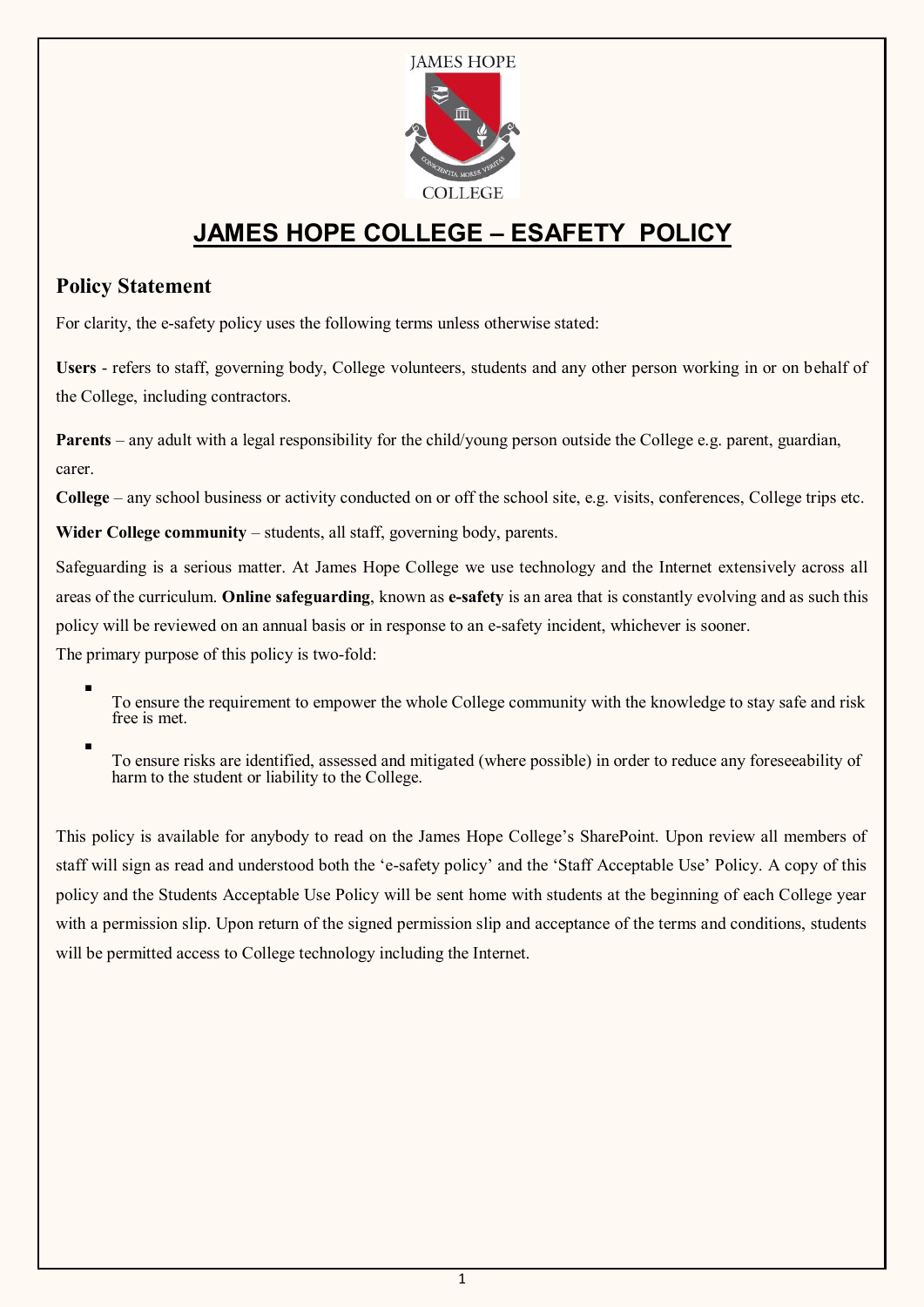# JAMES HOPE COLLEGE – ESAFETY POLICY

## Policy Statement

For clarity, the e-safety policy uses the following terms unless otherwise stated:

**Users** - refers to staff, governing body, College volunteers, students and any other person working in or on behalf of the College, including contractors.

**Parents** – any adult with a legal responsibility for the child/young person outside the College e.g. parent, guardian, carer.

**College** – any school business or activity conducted on or off the school site, e.g. visits, conferences, College trips etc.

**Wider College community** – students, all staff, governing body, parents.

Safeguarding is a serious matter. At James Hope College we use technology and the Internet extensively across all areas of the curriculum. **Online safeguarding**, known as **e-safety** is an area that is constantly evolving and as such this policy will be reviewed on an annual basis or in response to an e-safety incident, whichever is sooner.

The primary purpose of this policy is two-fold:

- To ensure the requirement to empower the whole College community with the knowledge to stay safe and risk free is met.
- To ensure risks are identified, assessed and mitigated (where possible) in order to reduce any foreseeability of harm to the student or liability to the College.

This policy is available for anybody to read on the James Hope College's SharePoint. Upon review all members of staff will sign as read and understood both the 'e-safety policy' and the 'Staff Acceptable Use' Policy. A copy of this policy and the Students Acceptable Use Policy will be sent home with students at the beginning of each College year with a permission slip. Upon return of the signed permission slip and acceptance of the terms and conditions, students will be permitted access to College technology including the Internet.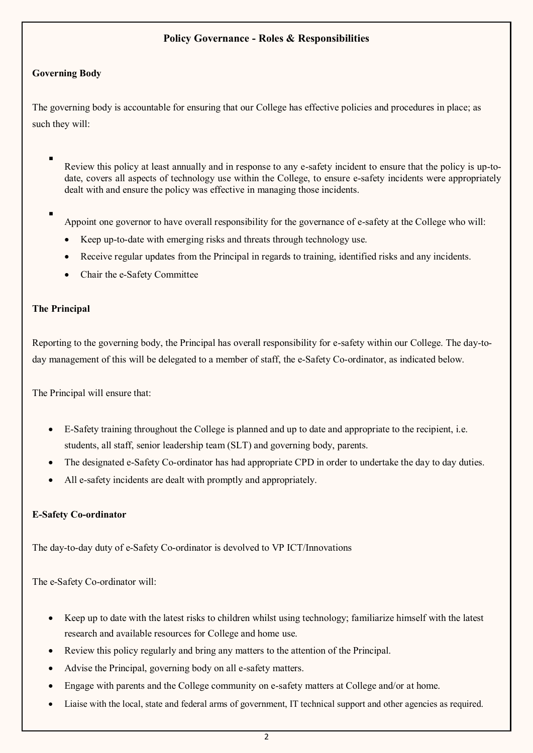## Policy Governance - Roles & Responsibilities

### Governing Body

The governing body is accountable for ensuring that our College has effective policies and procedures in place; as such they will:

- Review this policy at least annually and in response to any e-safety incident to ensure that the policy is up-to-date, covers all aspects of technology use within the College, to ensure e-safety incidents were appropriately dealt with and ensure the policy was effective in managing those incidents.
- Appoint one governor to have overall responsibility for the governance of e-safety at the College who will:
  - Keep up-to-date with emerging risks and threats through technology use.
  - Receive regular updates from the Principal in regards to training, identified risks and any incidents.
  - Chair the e-Safety Committee

### The Principal

Reporting to the governing body, the Principal has overall responsibility for e-safety within our College. The day-to-day management of this will be delegated to a member of staff, the e-Safety Co-ordinator, as indicated below.

The Principal will ensure that:

- E-Safety training throughout the College is planned and up to date and appropriate to the recipient, i.e. students, all staff, senior leadership team (SLT) and governing body, parents.
- The designated e-Safety Co-ordinator has had appropriate CPD in order to undertake the day to day duties.
- All e-safety incidents are dealt with promptly and appropriately.

### E-Safety Co-ordinator

The day-to-day duty of e-Safety Co-ordinator is devolved to VP ICT/Innovations

The e-Safety Co-ordinator will:

- Keep up to date with the latest risks to children whilst using technology; familiarize himself with the latest research and available resources for College and home use.
- Review this policy regularly and bring any matters to the attention of the Principal.
- Advise the Principal, governing body on all e-safety matters.
- Engage with parents and the College community on e-safety matters at College and/or at home.
- Liaise with the local, state and federal arms of government, IT technical support and other agencies as required.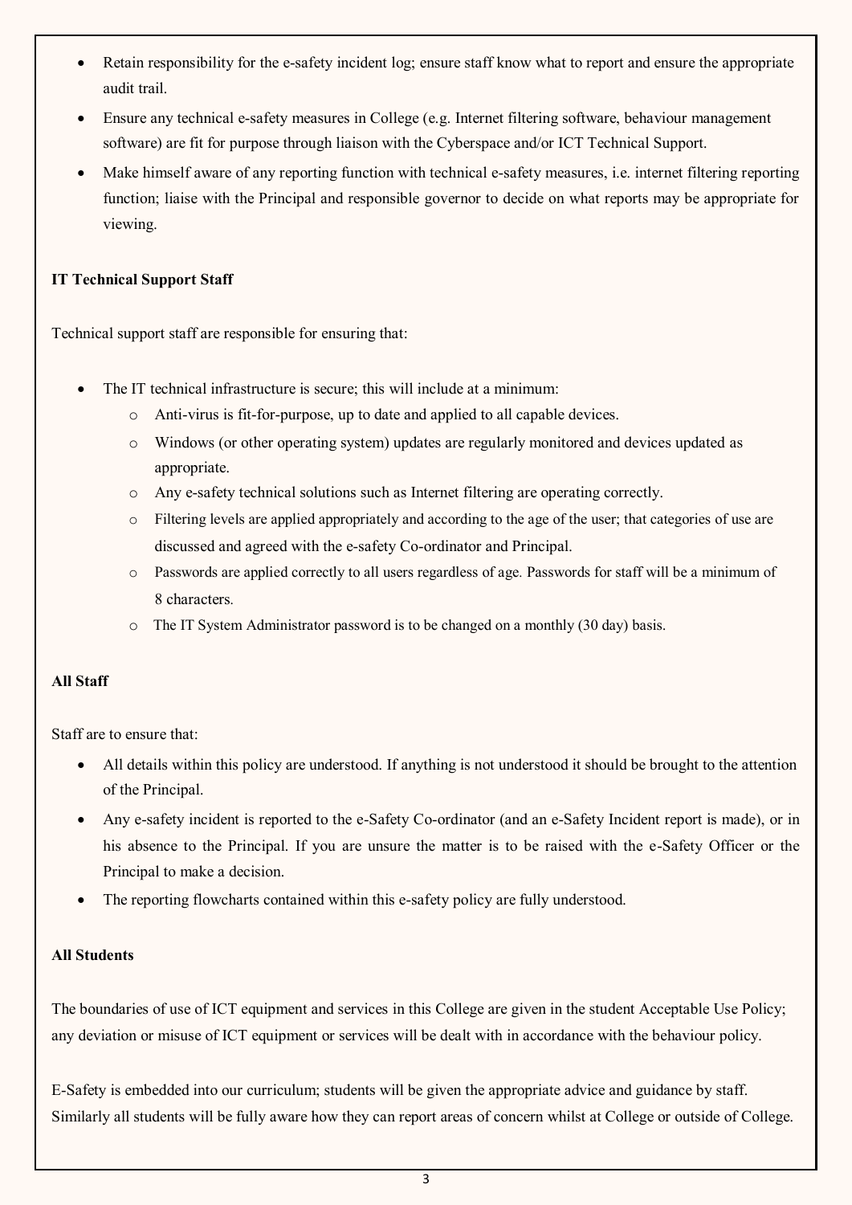- Retain responsibility for the e-safety incident log; ensure staff know what to report and ensure the appropriate audit trail.
- Ensure any technical e-safety measures in College (e.g. Internet filtering software, behaviour management software) are fit for purpose through liaison with the Cyberspace and/or ICT Technical Support.
- Make himself aware of any reporting function with technical e-safety measures, i.e. internet filtering reporting function; liaise with the Principal and responsible governor to decide on what reports may be appropriate for viewing.

**IT Technical Support Staff**

Technical support staff are responsible for ensuring that:

- The IT technical infrastructure is secure; this will include at a minimum:
  - Anti-virus is fit-for-purpose, up to date and applied to all capable devices.
  - Windows (or other operating system) updates are regularly monitored and devices updated as appropriate.
  - Any e-safety technical solutions such as Internet filtering are operating correctly.
  - Filtering levels are applied appropriately and according to the age of the user; that categories of use are discussed and agreed with the e-safety Co-ordinator and Principal.
  - Passwords are applied correctly to all users regardless of age. Passwords for staff will be a minimum of 8 characters.
  - The IT System Administrator password is to be changed on a monthly (30 day) basis.

**All Staff**

Staff are to ensure that:

- All details within this policy are understood. If anything is not understood it should be brought to the attention of the Principal.
- Any e-safety incident is reported to the e-Safety Co-ordinator (and an e-Safety Incident report is made), or in his absence to the Principal. If you are unsure the matter is to be raised with the e-Safety Officer or the Principal to make a decision.
- The reporting flowcharts contained within this e-safety policy are fully understood.

**All Students**

The boundaries of use of ICT equipment and services in this College are given in the student Acceptable Use Policy; any deviation or misuse of ICT equipment or services will be dealt with in accordance with the behaviour policy.

E-Safety is embedded into our curriculum; students will be given the appropriate advice and guidance by staff. Similarly all students will be fully aware how they can report areas of concern whilst at College or outside of College.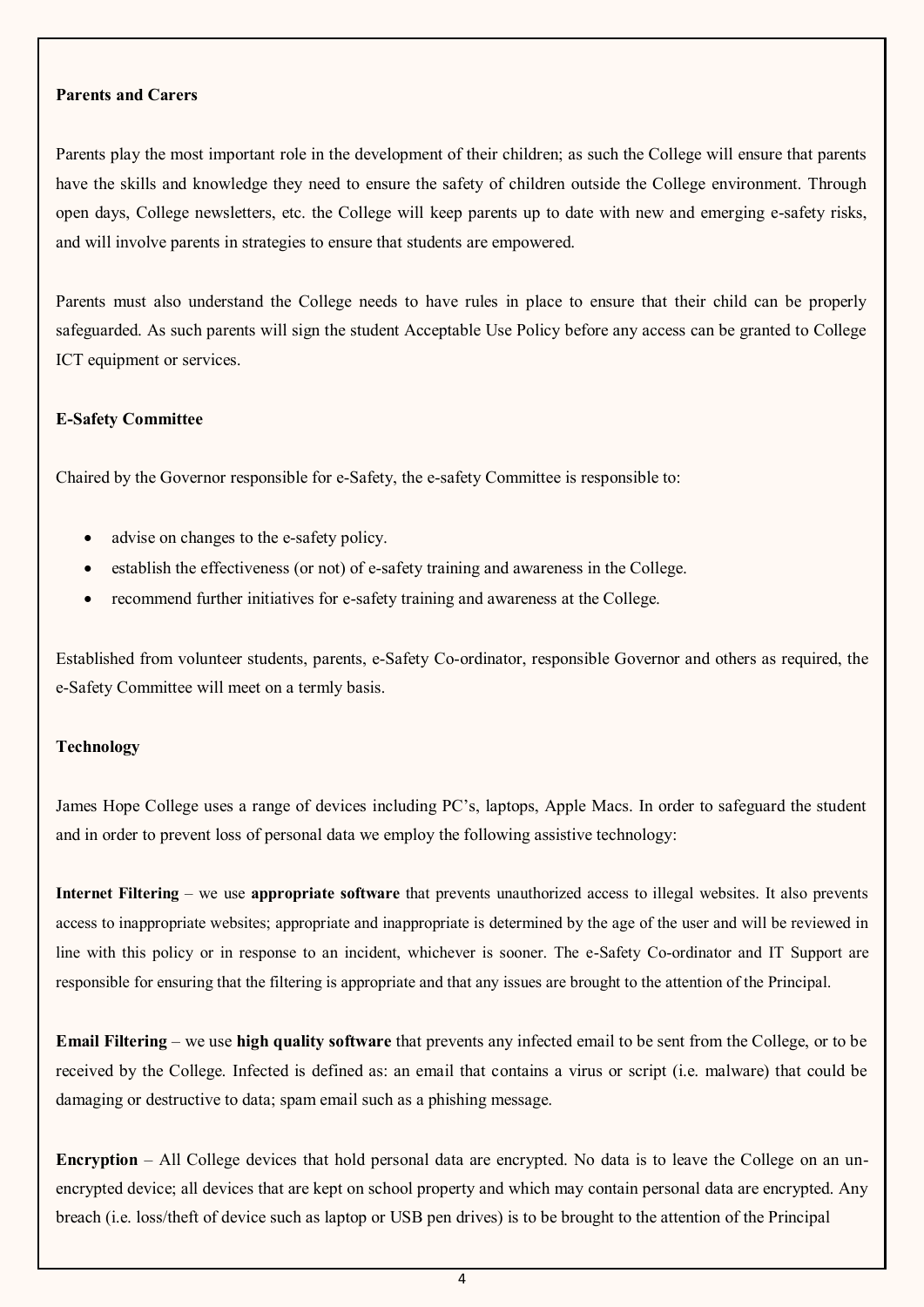**Parents and Carers**

Parents play the most important role in the development of their children; as such the College will ensure that parents have the skills and knowledge they need to ensure the safety of children outside the College environment. Through open days, College newsletters, etc. the College will keep parents up to date with new and emerging e-safety risks, and will involve parents in strategies to ensure that students are empowered.

Parents must also understand the College needs to have rules in place to ensure that their child can be properly safeguarded. As such parents will sign the student Acceptable Use Policy before any access can be granted to College ICT equipment or services.

**E-Safety Committee**

Chaired by the Governor responsible for e-Safety, the e-safety Committee is responsible to:

- advise on changes to the e-safety policy.
- establish the effectiveness (or not) of e-safety training and awareness in the College.
- recommend further initiatives for e-safety training and awareness at the College.

Established from volunteer students, parents, e-Safety Co-ordinator, responsible Governor and others as required, the e-Safety Committee will meet on a termly basis.

**Technology**

James Hope College uses a range of devices including PC's, laptops, Apple Macs. In order to safeguard the student and in order to prevent loss of personal data we employ the following assistive technology:

**Internet Filtering** – we use **appropriate software** that prevents unauthorized access to illegal websites. It also prevents access to inappropriate websites; appropriate and inappropriate is determined by the age of the user and will be reviewed in line with this policy or in response to an incident, whichever is sooner. The e-Safety Co-ordinator and IT Support are responsible for ensuring that the filtering is appropriate and that any issues are brought to the attention of the Principal.

**Email Filtering** – we use **high quality software** that prevents any infected email to be sent from the College, or to be received by the College. Infected is defined as: an email that contains a virus or script (i.e. malware) that could be damaging or destructive to data; spam email such as a phishing message.

**Encryption** – All College devices that hold personal data are encrypted. No data is to leave the College on an un-encrypted device; all devices that are kept on school property and which may contain personal data are encrypted. Any breach (i.e. loss/theft of device such as laptop or USB pen drives) is to be brought to the attention of the Principal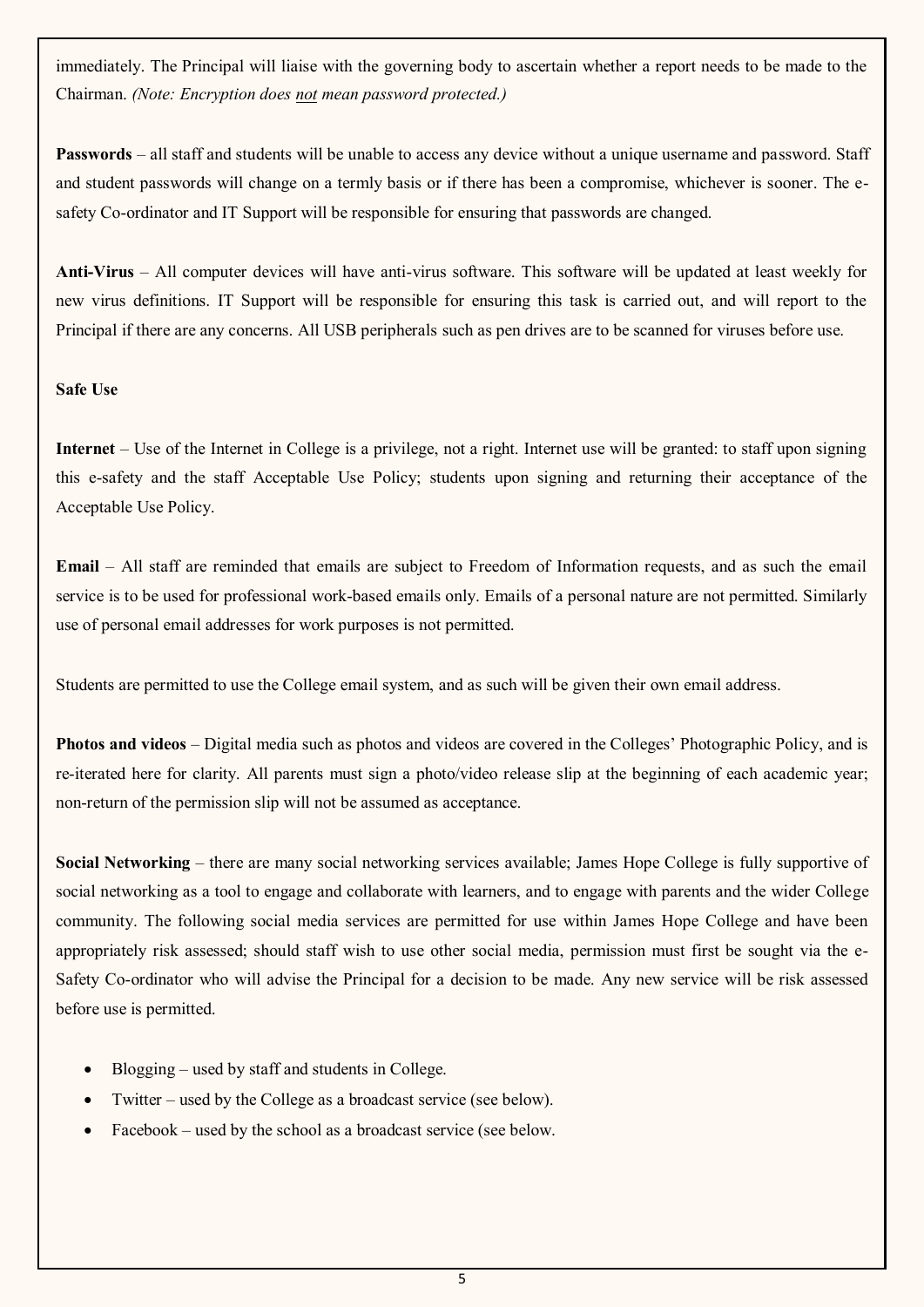immediately. The Principal will liaise with the governing body to ascertain whether a report needs to be made to the Chairman. *(Note: Encryption does <u>not</u> mean password protected.)*

**Passwords** – all staff and students will be unable to access any device without a unique username and password. Staff and student passwords will change on a termly basis or if there has been a compromise, whichever is sooner. The e-safety Co-ordinator and IT Support will be responsible for ensuring that passwords are changed.

**Anti-Virus** – All computer devices will have anti-virus software. This software will be updated at least weekly for new virus definitions. IT Support will be responsible for ensuring this task is carried out, and will report to the Principal if there are any concerns. All USB peripherals such as pen drives are to be scanned for viruses before use.

**Safe Use**

**Internet** – Use of the Internet in College is a privilege, not a right. Internet use will be granted: to staff upon signing this e-safety and the staff Acceptable Use Policy; students upon signing and returning their acceptance of the Acceptable Use Policy.

**Email** – All staff are reminded that emails are subject to Freedom of Information requests, and as such the email service is to be used for professional work-based emails only. Emails of a personal nature are not permitted. Similarly use of personal email addresses for work purposes is not permitted.

Students are permitted to use the College email system, and as such will be given their own email address.

**Photos and videos** – Digital media such as photos and videos are covered in the Colleges' Photographic Policy, and is re-iterated here for clarity. All parents must sign a photo/video release slip at the beginning of each academic year; non-return of the permission slip will not be assumed as acceptance.

**Social Networking** – there are many social networking services available; James Hope College is fully supportive of social networking as a tool to engage and collaborate with learners, and to engage with parents and the wider College community. The following social media services are permitted for use within James Hope College and have been appropriately risk assessed; should staff wish to use other social media, permission must first be sought via the e-Safety Co-ordinator who will advise the Principal for a decision to be made. Any new service will be risk assessed before use is permitted.

- Blogging – used by staff and students in College.
- Twitter – used by the College as a broadcast service (see below).
- Facebook – used by the school as a broadcast service (see below.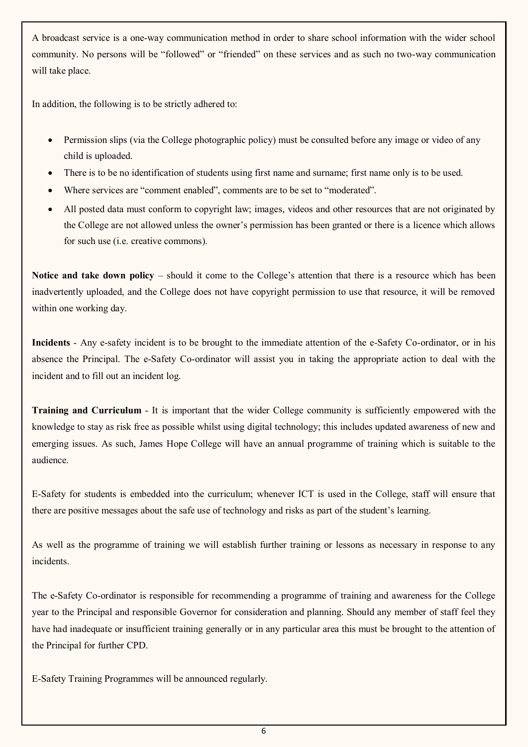A broadcast service is a one-way communication method in order to share school information with the wider school community. No persons will be "followed" or "friended" on these services and as such no two-way communication will take place.

In addition, the following is to be strictly adhered to:

- Permission slips (via the College photographic policy) must be consulted before any image or video of any child is uploaded.
- There is to be no identification of students using first name and surname; first name only is to be used.
- Where services are "comment enabled", comments are to be set to "moderated".
- All posted data must conform to copyright law; images, videos and other resources that are not originated by the College are not allowed unless the owner's permission has been granted or there is a licence which allows for such use (i.e. creative commons).

**Notice and take down policy** – should it come to the College's attention that there is a resource which has been inadvertently uploaded, and the College does not have copyright permission to use that resource, it will be removed within one working day.

**Incidents** - Any e-safety incident is to be brought to the immediate attention of the e-Safety Co-ordinator, or in his absence the Principal. The e-Safety Co-ordinator will assist you in taking the appropriate action to deal with the incident and to fill out an incident log.

**Training and Curriculum** - It is important that the wider College community is sufficiently empowered with the knowledge to stay as risk free as possible whilst using digital technology; this includes updated awareness of new and emerging issues. As such, James Hope College will have an annual programme of training which is suitable to the audience.

E-Safety for students is embedded into the curriculum; whenever ICT is used in the College, staff will ensure that there are positive messages about the safe use of technology and risks as part of the student's learning.

As well as the programme of training we will establish further training or lessons as necessary in response to any incidents.

The e-Safety Co-ordinator is responsible for recommending a programme of training and awareness for the College year to the Principal and responsible Governor for consideration and planning. Should any member of staff feel they have had inadequate or insufficient training generally or in any particular area this must be brought to the attention of the Principal for further CPD.

E-Safety Training Programmes will be announced regularly.